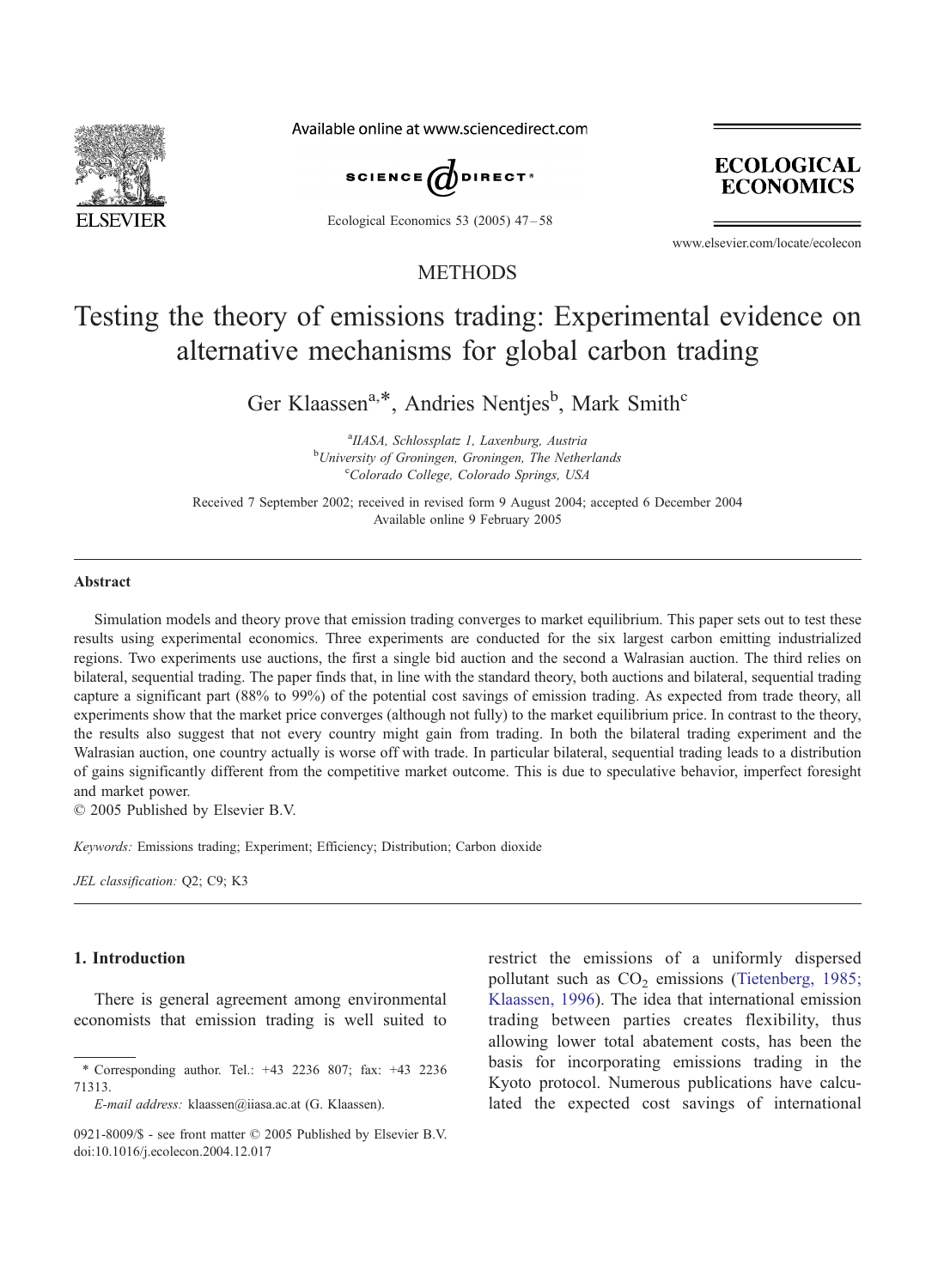METHODS

# Testing the theory of emissions trading: Experimental evidence on alternative mechanisms for global carbon trading

Ger Klaassen[a,*], Andries Nentjes[b], Mark Smith[c]

[a] IIASA, Schlossplatz 1, Laxenburg, Austria
[b] University of Groningen, Groningen, The Netherlands
[c] Colorado College, Colorado Springs, USA

Received 7 September 2002; received in revised form 9 August 2004; accepted 6 December 2004
Available online 9 February 2005

## Abstract

Simulation models and theory prove that emission trading converges to market equilibrium. This paper sets out to test these results using experimental economics. Three experiments are conducted for the six largest carbon emitting industrialized regions. Two experiments use auctions, the first a single bid auction and the second a Walrasian auction. The third relies on bilateral, sequential trading. The paper finds that, in line with the standard theory, both auctions and bilateral, sequential trading capture a significant part (88% to 99%) of the potential cost savings of emission trading. As expected from trade theory, all experiments show that the market price converges (although not fully) to the market equilibrium price. In contrast to the theory, the results also suggest that not every country might gain from trading. In both the bilateral trading experiment and the Walrasian auction, one country actually is worse off with trade. In particular bilateral, sequential trading leads to a distribution of gains significantly different from the competitive market outcome. This is due to speculative behavior, imperfect foresight and market power.

© 2005 Published by Elsevier B.V.

*Keywords:* Emissions trading; Experiment; Efficiency; Distribution; Carbon dioxide

*JEL classification:* Q2; C9; K3

## 1. Introduction

There is general agreement among environmental economists that emission trading is well suited to restrict the emissions of a uniformly dispersed pollutant such as $CO_2$ emissions (Tietenberg, 1985; Klaassen, 1996). The idea that international emission trading between parties creates flexibility, thus allowing lower total abatement costs, has been the basis for incorporating emissions trading in the Kyoto protocol. Numerous publications have calculated the expected cost savings of international

---

\* Corresponding author. Tel.: +43 2236 807; fax: +43 2236 71313.
*E-mail address:* klaassen@iiasa.ac.at (G. Klaassen).

0921-8009/$ - see front matter © 2005 Published by Elsevier B.V.
doi:10.1016/j.ecolecon.2004.12.017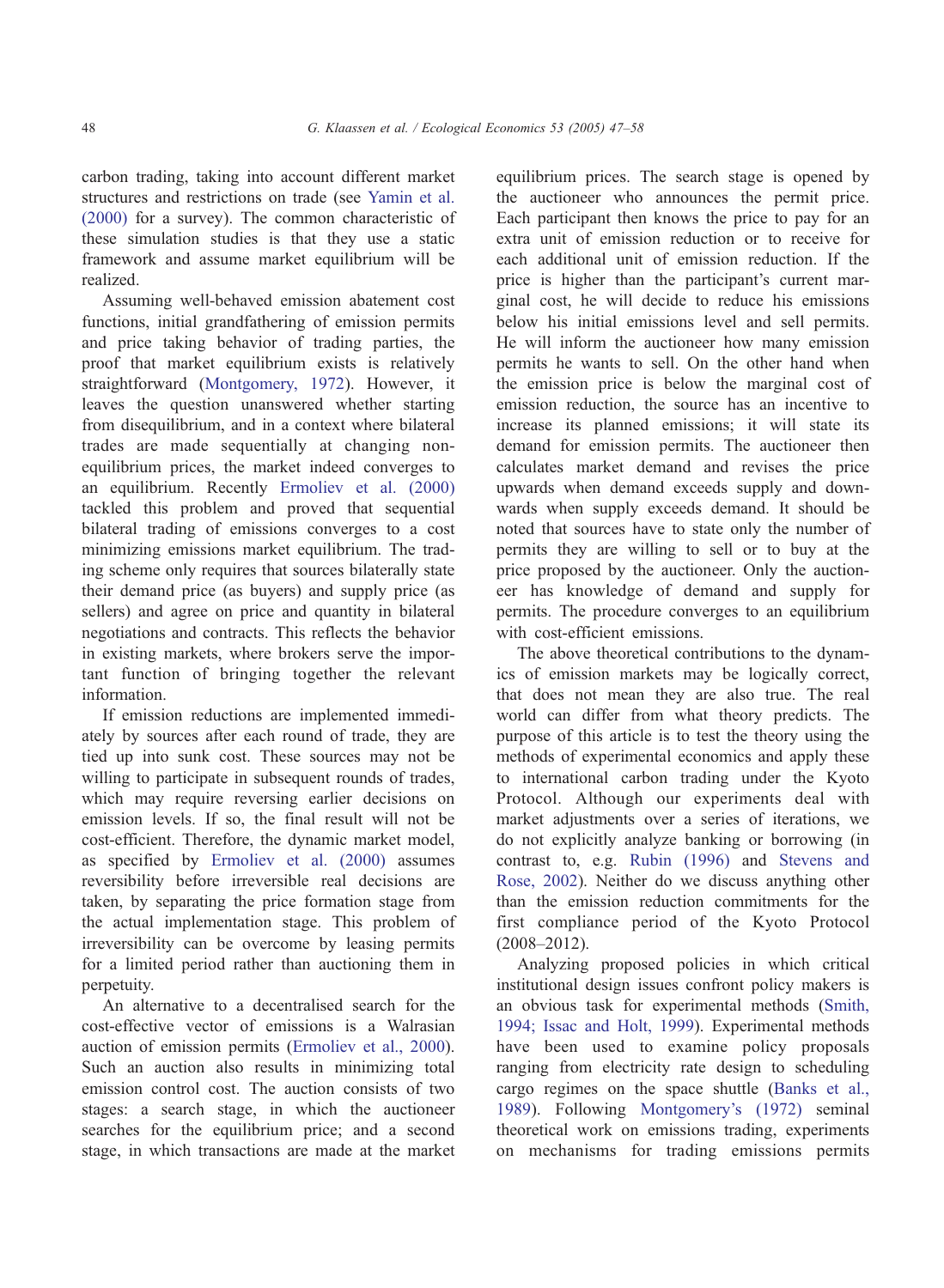carbon trading, taking into account different market structures and restrictions on trade (see Yamin et al. (2000) for a survey). The common characteristic of these simulation studies is that they use a static framework and assume market equilibrium will be realized.

Assuming well-behaved emission abatement cost functions, initial grandfathering of emission permits and price taking behavior of trading parties, the proof that market equilibrium exists is relatively straightforward (Montgomery, 1972). However, it leaves the question unanswered whether starting from disequilibrium, and in a context where bilateral trades are made sequentially at changing non-equilibrium prices, the market indeed converges to an equilibrium. Recently Ermoliev et al. (2000) tackled this problem and proved that sequential bilateral trading of emissions converges to a cost minimizing emissions market equilibrium. The trading scheme only requires that sources bilaterally state their demand price (as buyers) and supply price (as sellers) and agree on price and quantity in bilateral negotiations and contracts. This reflects the behavior in existing markets, where brokers serve the important function of bringing together the relevant information.

If emission reductions are implemented immediately by sources after each round of trade, they are tied up into sunk cost. These sources may not be willing to participate in subsequent rounds of trades, which may require reversing earlier decisions on emission levels. If so, the final result will not be cost-efficient. Therefore, the dynamic market model, as specified by Ermoliev et al. (2000) assumes reversibility before irreversible real decisions are taken, by separating the price formation stage from the actual implementation stage. This problem of irreversibility can be overcome by leasing permits for a limited period rather than auctioning them in perpetuity.

An alternative to a decentralised search for the cost-effective vector of emissions is a Walrasian auction of emission permits (Ermoliev et al., 2000). Such an auction also results in minimizing total emission control cost. The auction consists of two stages: a search stage, in which the auctioneer searches for the equilibrium price; and a second stage, in which transactions are made at the market equilibrium prices. The search stage is opened by the auctioneer who announces the permit price. Each participant then knows the price to pay for an extra unit of emission reduction or to receive for each additional unit of emission reduction. If the price is higher than the participant's current marginal cost, he will decide to reduce his emissions below his initial emissions level and sell permits. He will inform the auctioneer how many emission permits he wants to sell. On the other hand when the emission price is below the marginal cost of emission reduction, the source has an incentive to increase its planned emissions; it will state its demand for emission permits. The auctioneer then calculates market demand and revises the price upwards when demand exceeds supply and downwards when supply exceeds demand. It should be noted that sources have to state only the number of permits they are willing to sell or to buy at the price proposed by the auctioneer. Only the auctioneer has knowledge of demand and supply for permits. The procedure converges to an equilibrium with cost-efficient emissions.

The above theoretical contributions to the dynamics of emission markets may be logically correct, that does not mean they are also true. The real world can differ from what theory predicts. The purpose of this article is to test the theory using the methods of experimental economics and apply these to international carbon trading under the Kyoto Protocol. Although our experiments deal with market adjustments over a series of iterations, we do not explicitly analyze banking or borrowing (in contrast to, e.g. Rubin (1996) and Stevens and Rose, 2002). Neither do we discuss anything other than the emission reduction commitments for the first compliance period of the Kyoto Protocol (2008–2012).

Analyzing proposed policies in which critical institutional design issues confront policy makers is an obvious task for experimental methods (Smith, 1994; Issac and Holt, 1999). Experimental methods have been used to examine policy proposals ranging from electricity rate design to scheduling cargo regimes on the space shuttle (Banks et al., 1989). Following Montgomery's (1972) seminal theoretical work on emissions trading, experiments on mechanisms for trading emissions permits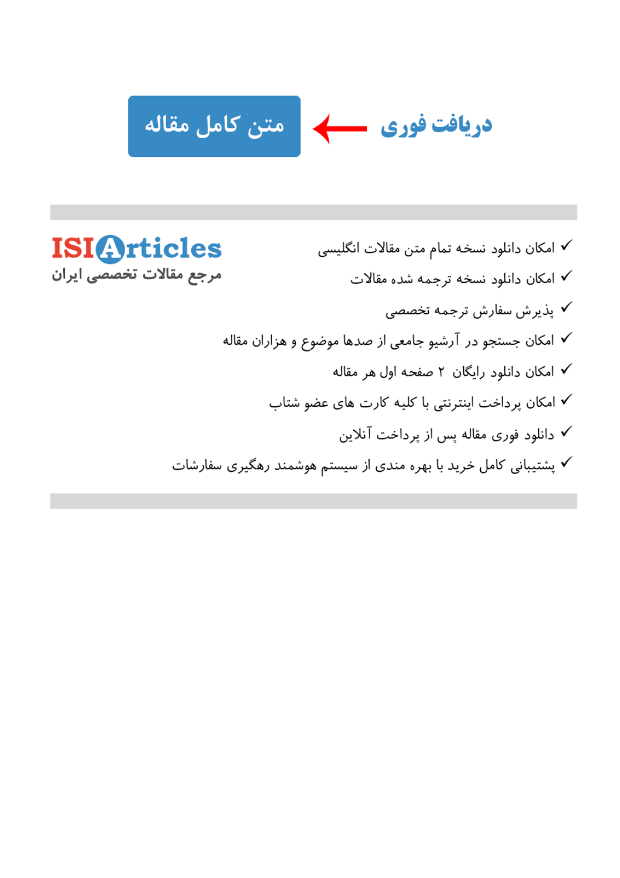دریافت فوری ← متن کامل مقاله

ISIArticles
مرجع مقالات تخصصی ایران

- ✓ امکان دانلود نسخه تمام متن مقالات انگلیسی
- ✓ امکان دانلود نسخه ترجمه شده مقالات
- ✓ پذیرش سفارش ترجمه تخصصی
- ✓ امکان جستجو در آرشیو جامعی از صدها موضوع و هزاران مقاله
- ✓ امکان دانلود رایگان ۲ صفحه اول هر مقاله
- ✓ امکان پرداخت اینترنتی با کلیه کارت های عضو شتاب
- ✓ دانلود فوری مقاله پس از پرداخت آنلاین
- ✓ پشتیبانی کامل خرید با بهره مندی از سیستم هوشمند رهگیری سفارشات